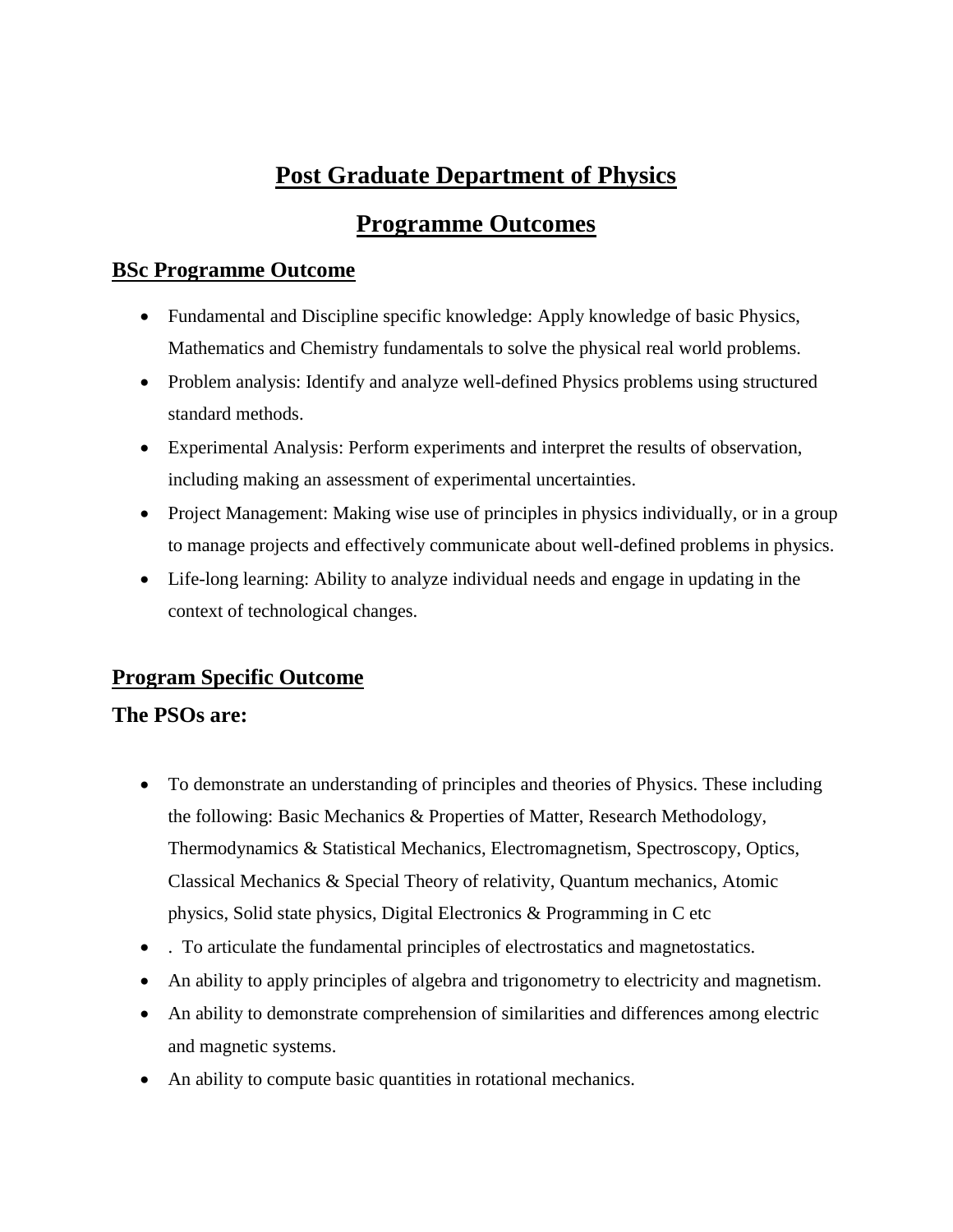# Post Graduate Department of Physics

# Programme Outcomes

## BSc Programme Outcome

- Fundamental and Discipline specific knowledge: Apply knowledge of basic Physics, Mathematics and Chemistry fundamentals to solve the physical real world problems.
- Problem analysis: Identify and analyze well-defined Physics problems using structured standard methods.
- Experimental Analysis: Perform experiments and interpret the results of observation, including making an assessment of experimental uncertainties.
- Project Management: Making wise use of principles in physics individually, or in a group to manage projects and effectively communicate about well-defined problems in physics.
- Life-long learning: Ability to analyze individual needs and engage in updating in the context of technological changes.

## Program Specific Outcome

### The PSOs are:

- To demonstrate an understanding of principles and theories of Physics. These including the following: Basic Mechanics & Properties of Matter, Research Methodology, Thermodynamics & Statistical Mechanics, Electromagnetism, Spectroscopy, Optics, Classical Mechanics & Special Theory of relativity, Quantum mechanics, Atomic physics, Solid state physics, Digital Electronics & Programming in C etc
- . To articulate the fundamental principles of electrostatics and magnetostatics.
- An ability to apply principles of algebra and trigonometry to electricity and magnetism.
- An ability to demonstrate comprehension of similarities and differences among electric and magnetic systems.
- An ability to compute basic quantities in rotational mechanics.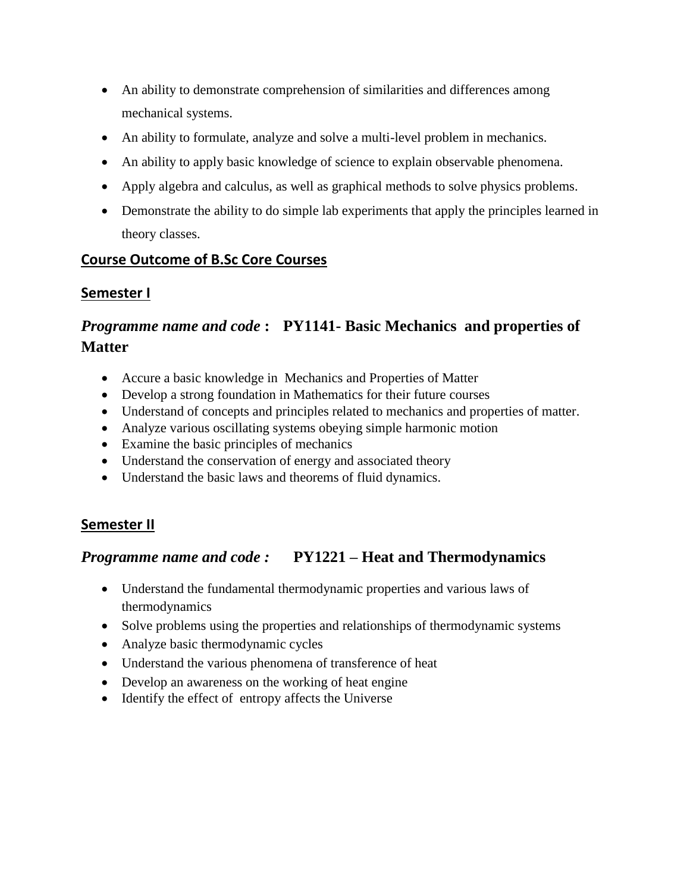- An ability to demonstrate comprehension of similarities and differences among mechanical systems.
- An ability to formulate, analyze and solve a multi-level problem in mechanics.
- An ability to apply basic knowledge of science to explain observable phenomena.
- Apply algebra and calculus, as well as graphical methods to solve physics problems.
- Demonstrate the ability to do simple lab experiments that apply the principles learned in theory classes.

## Course Outcome of B.Sc Core Courses

## Semester I

### *Programme name and code* : **PY1141- Basic Mechanics and properties of Matter**

- Accure a basic knowledge in Mechanics and Properties of Matter
- Develop a strong foundation in Mathematics for their future courses
- Understand of concepts and principles related to mechanics and properties of matter.
- Analyze various oscillating systems obeying simple harmonic motion
- Examine the basic principles of mechanics
- Understand the conservation of energy and associated theory
- Understand the basic laws and theorems of fluid dynamics.

## Semester II

### *Programme name and code :* **PY1221 – Heat and Thermodynamics**

- Understand the fundamental thermodynamic properties and various laws of thermodynamics
- Solve problems using the properties and relationships of thermodynamic systems
- Analyze basic thermodynamic cycles
- Understand the various phenomena of transference of heat
- Develop an awareness on the working of heat engine
- Identify the effect of entropy affects the Universe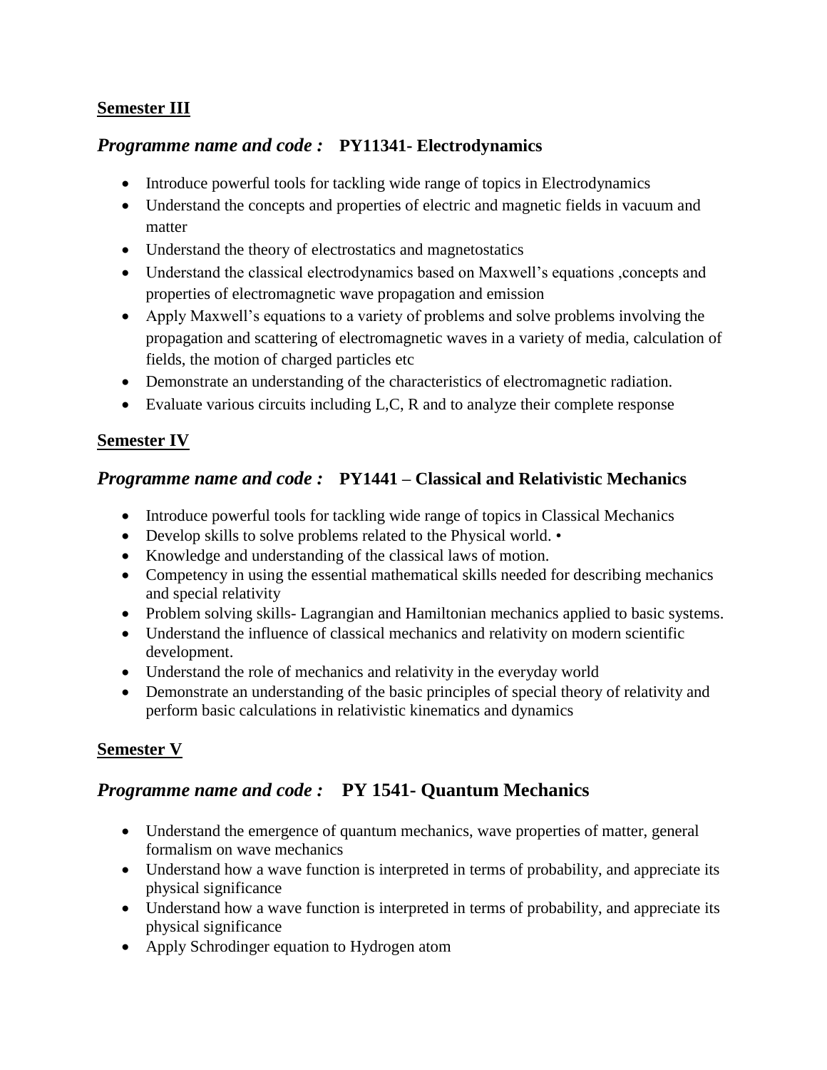**Semester III**

### *Programme name and code :* **PY11341- Electrodynamics**

- Introduce powerful tools for tackling wide range of topics in Electrodynamics
- Understand the concepts and properties of electric and magnetic fields in vacuum and matter
- Understand the theory of electrostatics and magnetostatics
- Understand the classical electrodynamics based on Maxwell's equations ,concepts and properties of electromagnetic wave propagation and emission
- Apply Maxwell's equations to a variety of problems and solve problems involving the propagation and scattering of electromagnetic waves in a variety of media, calculation of fields, the motion of charged particles etc
- Demonstrate an understanding of the characteristics of electromagnetic radiation.
- Evaluate various circuits including L,C, R and to analyze their complete response

**Semester IV**

### *Programme name and code :* **PY1441 – Classical and Relativistic Mechanics**

- Introduce powerful tools for tackling wide range of topics in Classical Mechanics
- Develop skills to solve problems related to the Physical world. •
- Knowledge and understanding of the classical laws of motion.
- Competency in using the essential mathematical skills needed for describing mechanics and special relativity
- Problem solving skills- Lagrangian and Hamiltonian mechanics applied to basic systems.
- Understand the influence of classical mechanics and relativity on modern scientific development.
- Understand the role of mechanics and relativity in the everyday world
- Demonstrate an understanding of the basic principles of special theory of relativity and perform basic calculations in relativistic kinematics and dynamics

**Semester V**

### *Programme name and code :* **PY 1541- Quantum Mechanics**

- Understand the emergence of quantum mechanics, wave properties of matter, general formalism on wave mechanics
- Understand how a wave function is interpreted in terms of probability, and appreciate its physical significance
- Understand how a wave function is interpreted in terms of probability, and appreciate its physical significance
- Apply Schrodinger equation to Hydrogen atom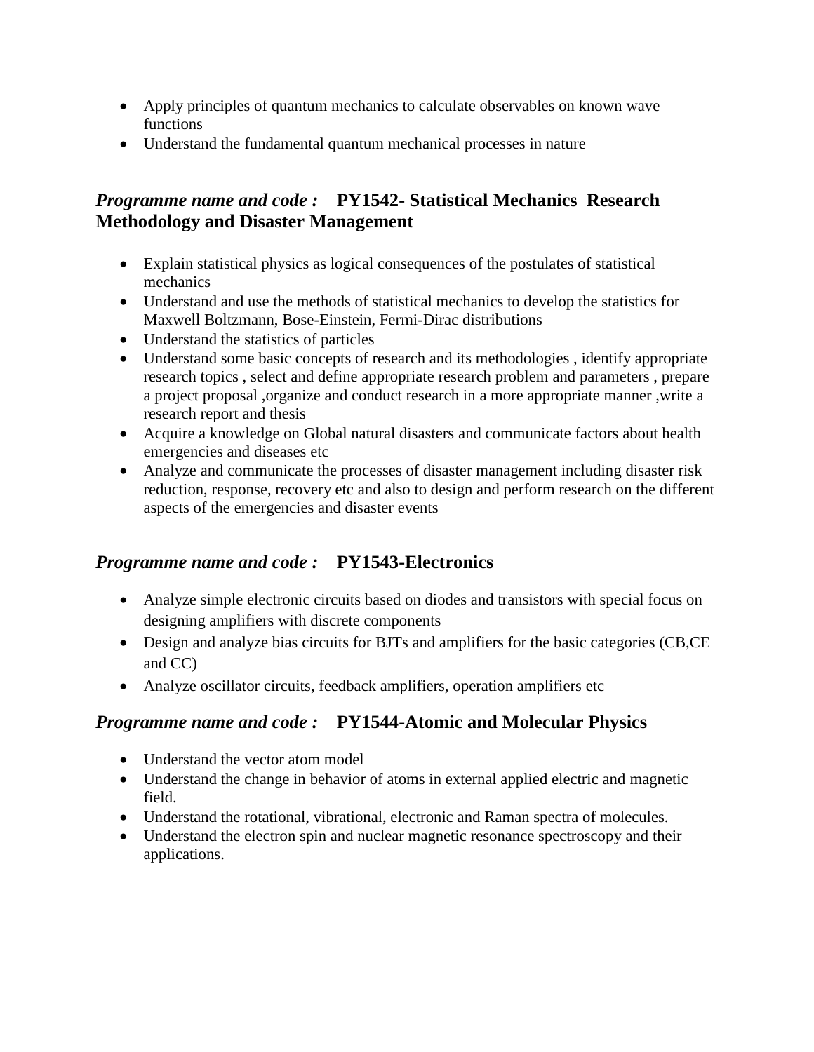- Apply principles of quantum mechanics to calculate observables on known wave functions
- Understand the fundamental quantum mechanical processes in nature

### *Programme name and code :* **PY1542- Statistical Mechanics Research Methodology and Disaster Management**

- Explain statistical physics as logical consequences of the postulates of statistical mechanics
- Understand and use the methods of statistical mechanics to develop the statistics for Maxwell Boltzmann, Bose-Einstein, Fermi-Dirac distributions
- Understand the statistics of particles
- Understand some basic concepts of research and its methodologies , identify appropriate research topics , select and define appropriate research problem and parameters , prepare a project proposal ,organize and conduct research in a more appropriate manner ,write a research report and thesis
- Acquire a knowledge on Global natural disasters and communicate factors about health emergencies and diseases etc
- Analyze and communicate the processes of disaster management including disaster risk reduction, response, recovery etc and also to design and perform research on the different aspects of the emergencies and disaster events

### *Programme name and code :* **PY1543-Electronics**

- Analyze simple electronic circuits based on diodes and transistors with special focus on designing amplifiers with discrete components
- Design and analyze bias circuits for BJTs and amplifiers for the basic categories (CB,CE and CC)
- Analyze oscillator circuits, feedback amplifiers, operation amplifiers etc

### *Programme name and code :* **PY1544-Atomic and Molecular Physics**

- Understand the vector atom model
- Understand the change in behavior of atoms in external applied electric and magnetic field.
- Understand the rotational, vibrational, electronic and Raman spectra of molecules.
- Understand the electron spin and nuclear magnetic resonance spectroscopy and their applications.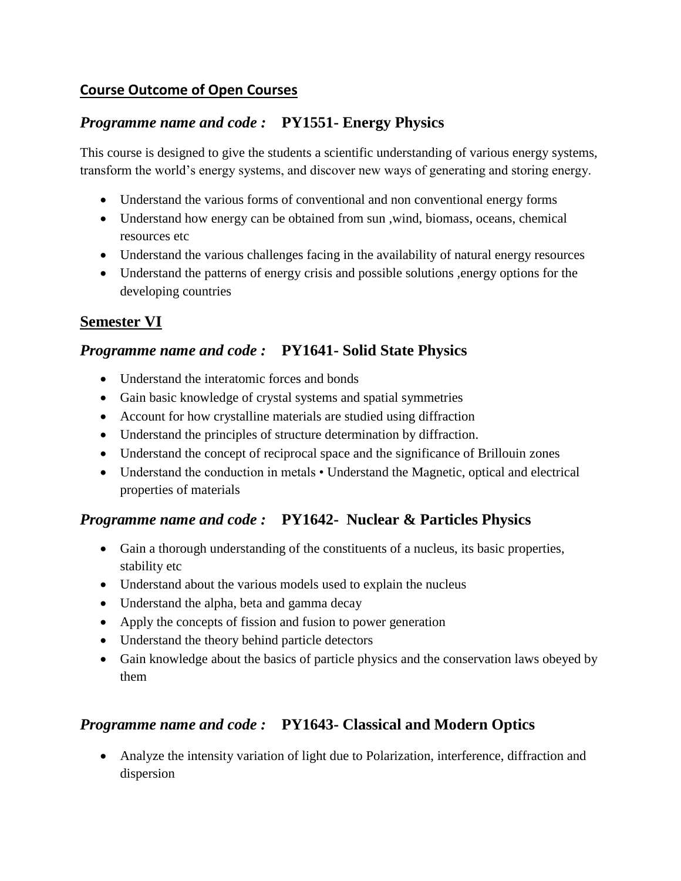## Course Outcome of Open Courses

### *Programme name and code :* PY1551- Energy Physics

This course is designed to give the students a scientific understanding of various energy systems, transform the world's energy systems, and discover new ways of generating and storing energy.

- Understand the various forms of conventional and non conventional energy forms
- Understand how energy can be obtained from sun ,wind, biomass, oceans, chemical resources etc
- Understand the various challenges facing in the availability of natural energy resources
- Understand the patterns of energy crisis and possible solutions ,energy options for the developing countries

## Semester VI

### *Programme name and code :* PY1641- Solid State Physics

- Understand the interatomic forces and bonds
- Gain basic knowledge of crystal systems and spatial symmetries
- Account for how crystalline materials are studied using diffraction
- Understand the principles of structure determination by diffraction.
- Understand the concept of reciprocal space and the significance of Brillouin zones
- Understand the conduction in metals • Understand the Magnetic, optical and electrical properties of materials

### *Programme name and code :* PY1642- Nuclear & Particles Physics

- Gain a thorough understanding of the constituents of a nucleus, its basic properties, stability etc
- Understand about the various models used to explain the nucleus
- Understand the alpha, beta and gamma decay
- Apply the concepts of fission and fusion to power generation
- Understand the theory behind particle detectors
- Gain knowledge about the basics of particle physics and the conservation laws obeyed by them

### *Programme name and code :* PY1643- Classical and Modern Optics

- Analyze the intensity variation of light due to Polarization, interference, diffraction and dispersion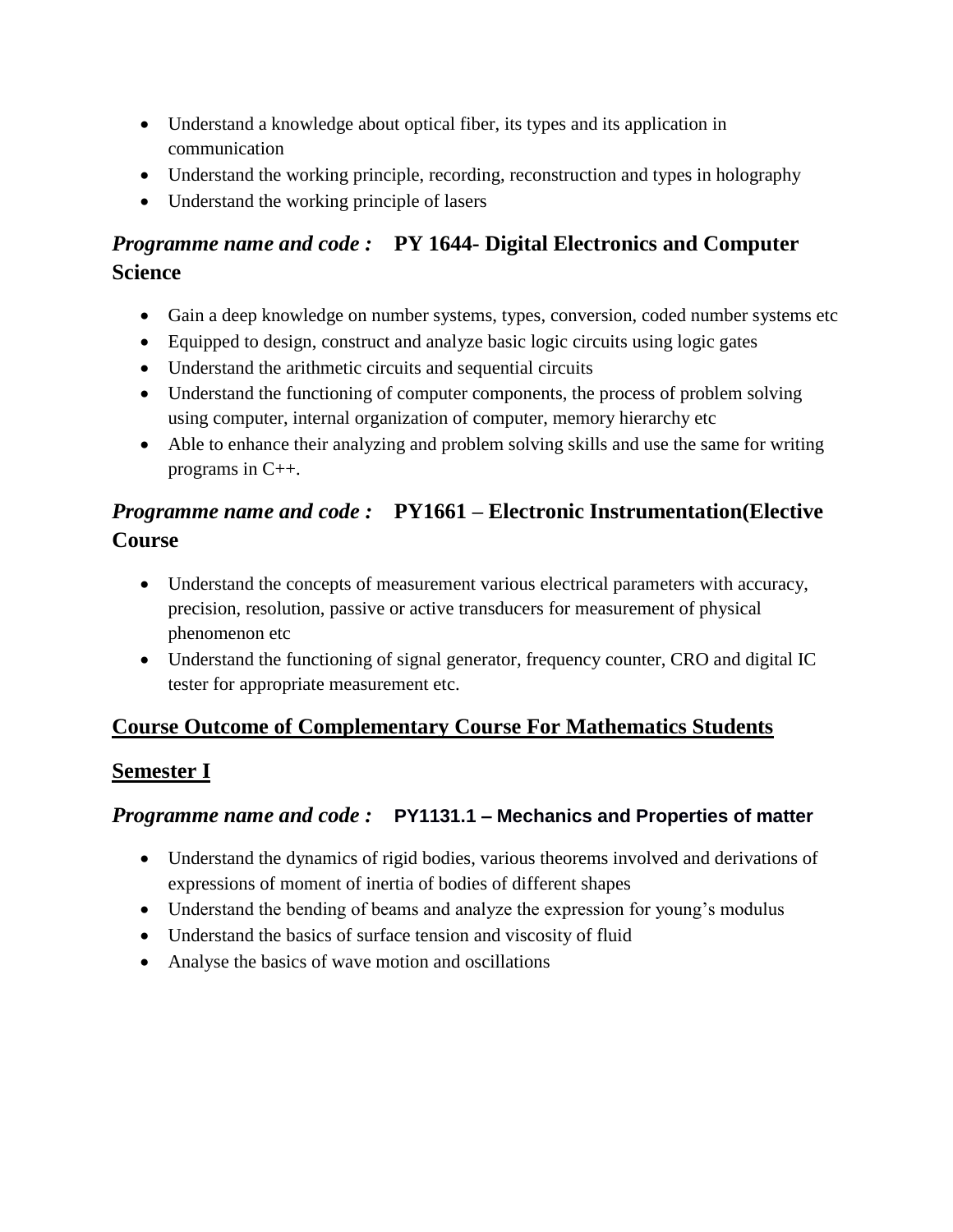- Understand a knowledge about optical fiber, its types and its application in communication
- Understand the working principle, recording, reconstruction and types in holography
- Understand the working principle of lasers

### *Programme name and code :* **PY 1644- Digital Electronics and Computer Science**

- Gain a deep knowledge on number systems, types, conversion, coded number systems etc
- Equipped to design, construct and analyze basic logic circuits using logic gates
- Understand the arithmetic circuits and sequential circuits
- Understand the functioning of computer components, the process of problem solving using computer, internal organization of computer, memory hierarchy etc
- Able to enhance their analyzing and problem solving skills and use the same for writing programs in C++.

### *Programme name and code :* **PY1661 – Electronic Instrumentation(Elective Course**

- Understand the concepts of measurement various electrical parameters with accuracy, precision, resolution, passive or active transducers for measurement of physical phenomenon etc
- Understand the functioning of signal generator, frequency counter, CRO and digital IC tester for appropriate measurement etc.

## <u>Course Outcome of Complementary Course For Mathematics Students</u>

## <u>Semester I</u>

### *Programme name and code :* **PY1131.1 – Mechanics and Properties of matter**

- Understand the dynamics of rigid bodies, various theorems involved and derivations of expressions of moment of inertia of bodies of different shapes
- Understand the bending of beams and analyze the expression for young's modulus
- Understand the basics of surface tension and viscosity of fluid
- Analyse the basics of wave motion and oscillations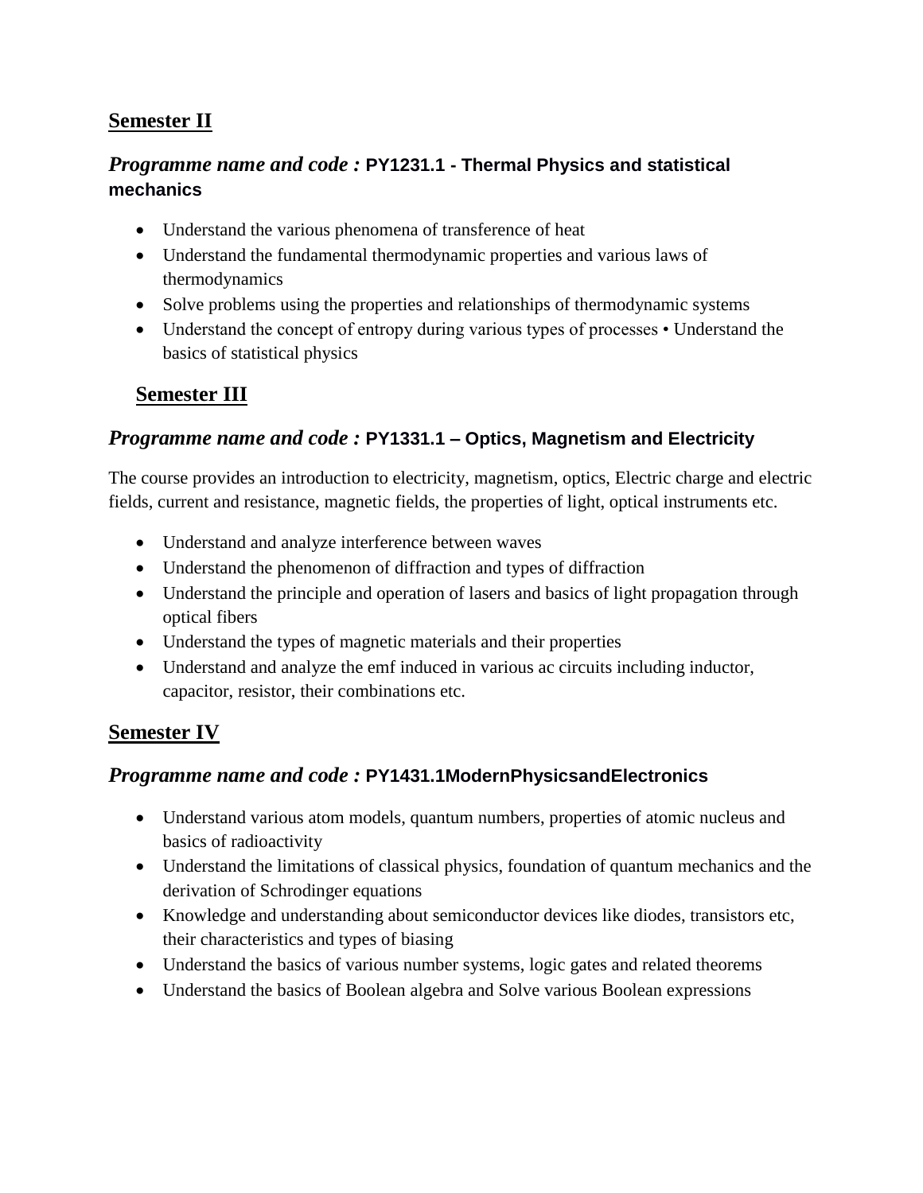## Semester II

### *Programme name and code :* **PY1231.1 - Thermal Physics and statistical mechanics**

- Understand the various phenomena of transference of heat
- Understand the fundamental thermodynamic properties and various laws of thermodynamics
- Solve problems using the properties and relationships of thermodynamic systems
- Understand the concept of entropy during various types of processes • Understand the basics of statistical physics

## Semester III

### *Programme name and code :* **PY1331.1 – Optics, Magnetism and Electricity**

The course provides an introduction to electricity, magnetism, optics, Electric charge and electric fields, current and resistance, magnetic fields, the properties of light, optical instruments etc.

- Understand and analyze interference between waves
- Understand the phenomenon of diffraction and types of diffraction
- Understand the principle and operation of lasers and basics of light propagation through optical fibers
- Understand the types of magnetic materials and their properties
- Understand and analyze the emf induced in various ac circuits including inductor, capacitor, resistor, their combinations etc.

## Semester IV

### *Programme name and code :* **PY1431.1ModernPhysicsandElectronics**

- Understand various atom models, quantum numbers, properties of atomic nucleus and basics of radioactivity
- Understand the limitations of classical physics, foundation of quantum mechanics and the derivation of Schrodinger equations
- Knowledge and understanding about semiconductor devices like diodes, transistors etc, their characteristics and types of biasing
- Understand the basics of various number systems, logic gates and related theorems
- Understand the basics of Boolean algebra and Solve various Boolean expressions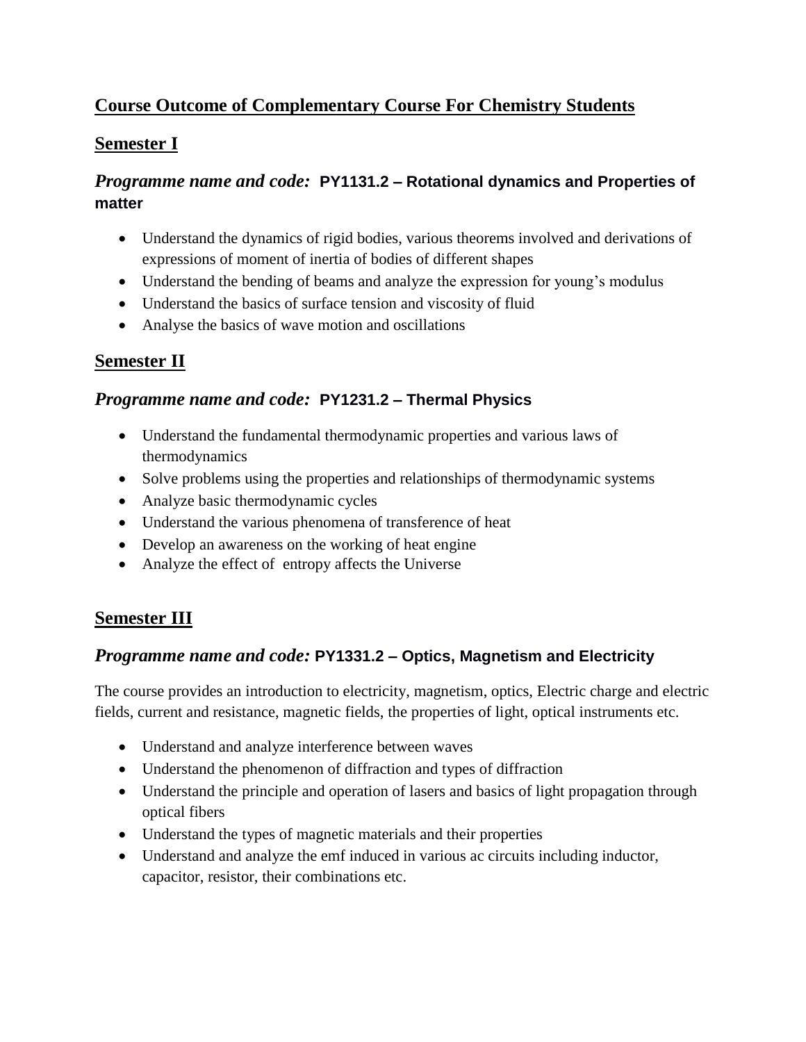## Course Outcome of Complementary Course For Chemistry Students

## Semester I

### *Programme name and code:* **PY1131.2 – Rotational dynamics and Properties of matter**

- Understand the dynamics of rigid bodies, various theorems involved and derivations of expressions of moment of inertia of bodies of different shapes
- Understand the bending of beams and analyze the expression for young's modulus
- Understand the basics of surface tension and viscosity of fluid
- Analyse the basics of wave motion and oscillations

## Semester II

### *Programme name and code:* **PY1231.2 – Thermal Physics**

- Understand the fundamental thermodynamic properties and various laws of thermodynamics
- Solve problems using the properties and relationships of thermodynamic systems
- Analyze basic thermodynamic cycles
- Understand the various phenomena of transference of heat
- Develop an awareness on the working of heat engine
- Analyze the effect of entropy affects the Universe

## Semester III

### *Programme name and code:* **PY1331.2 – Optics, Magnetism and Electricity**

The course provides an introduction to electricity, magnetism, optics, Electric charge and electric fields, current and resistance, magnetic fields, the properties of light, optical instruments etc.

- Understand and analyze interference between waves
- Understand the phenomenon of diffraction and types of diffraction
- Understand the principle and operation of lasers and basics of light propagation through optical fibers
- Understand the types of magnetic materials and their properties
- Understand and analyze the emf induced in various ac circuits including inductor, capacitor, resistor, their combinations etc.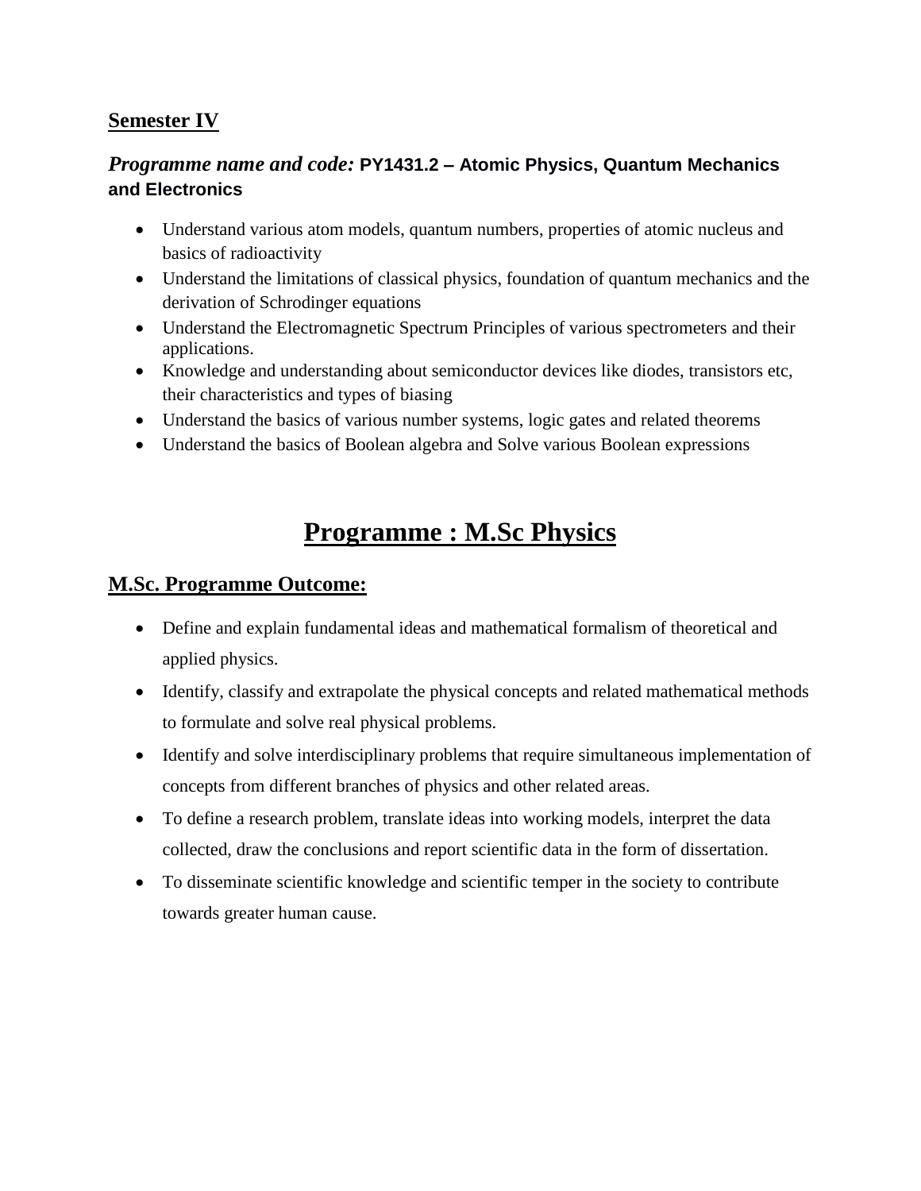## Semester IV

### *Programme name and code:* **PY1431.2 – Atomic Physics, Quantum Mechanics and Electronics**

- Understand various atom models, quantum numbers, properties of atomic nucleus and basics of radioactivity
- Understand the limitations of classical physics, foundation of quantum mechanics and the derivation of Schrodinger equations
- Understand the Electromagnetic Spectrum Principles of various spectrometers and their applications.
- Knowledge and understanding about semiconductor devices like diodes, transistors etc, their characteristics and types of biasing
- Understand the basics of various number systems, logic gates and related theorems
- Understand the basics of Boolean algebra and Solve various Boolean expressions

# Programme : M.Sc Physics

## M.Sc. Programme Outcome:

- Define and explain fundamental ideas and mathematical formalism of theoretical and applied physics.
- Identify, classify and extrapolate the physical concepts and related mathematical methods to formulate and solve real physical problems.
- Identify and solve interdisciplinary problems that require simultaneous implementation of concepts from different branches of physics and other related areas.
- To define a research problem, translate ideas into working models, interpret the data collected, draw the conclusions and report scientific data in the form of dissertation.
- To disseminate scientific knowledge and scientific temper in the society to contribute towards greater human cause.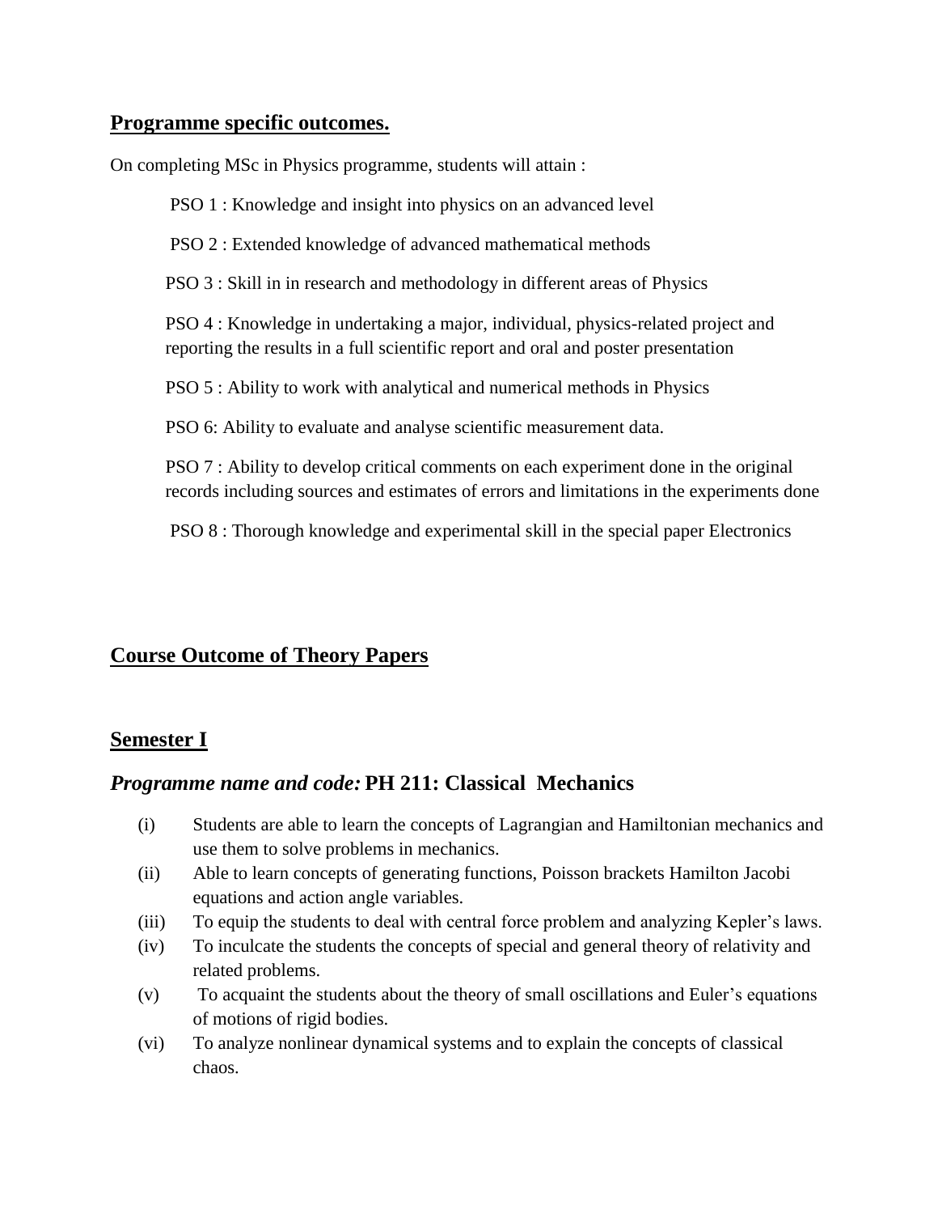## Programme specific outcomes.

On completing MSc in Physics programme, students will attain :

PSO 1 : Knowledge and insight into physics on an advanced level

PSO 2 : Extended knowledge of advanced mathematical methods

PSO 3 : Skill in in research and methodology in different areas of Physics

PSO 4 : Knowledge in undertaking a major, individual, physics-related project and reporting the results in a full scientific report and oral and poster presentation

PSO 5 : Ability to work with analytical and numerical methods in Physics

PSO 6: Ability to evaluate and analyse scientific measurement data.

PSO 7 : Ability to develop critical comments on each experiment done in the original records including sources and estimates of errors and limitations in the experiments done

PSO 8 : Thorough knowledge and experimental skill in the special paper Electronics

## Course Outcome of Theory Papers

## Semester I

### *Programme name and code:* PH 211: Classical Mechanics

(i) Students are able to learn the concepts of Lagrangian and Hamiltonian mechanics and use them to solve problems in mechanics.

(ii) Able to learn concepts of generating functions, Poisson brackets Hamilton Jacobi equations and action angle variables.

(iii) To equip the students to deal with central force problem and analyzing Kepler's laws.

(iv) To inculcate the students the concepts of special and general theory of relativity and related problems.

(v) To acquaint the students about the theory of small oscillations and Euler's equations of motions of rigid bodies.

(vi) To analyze nonlinear dynamical systems and to explain the concepts of classical chaos.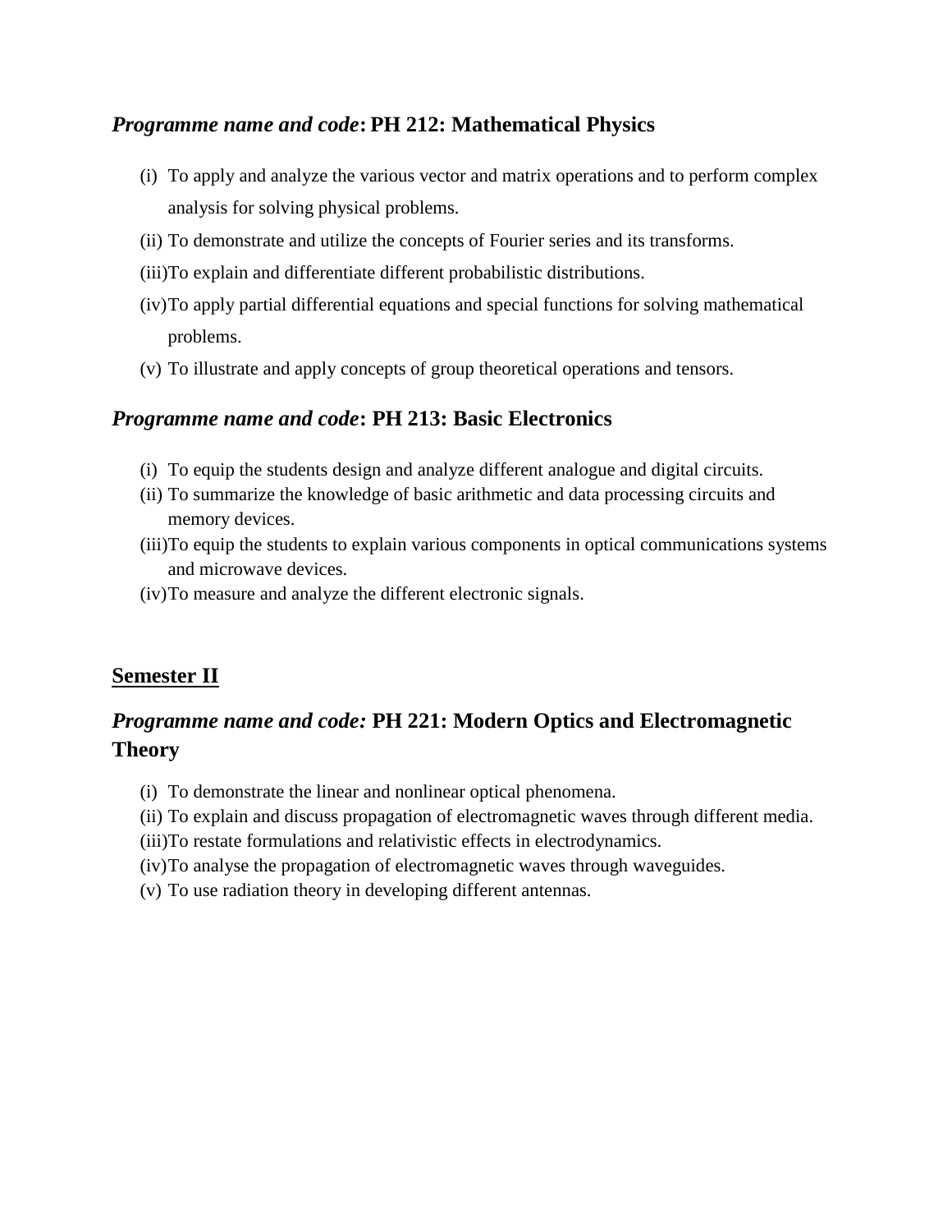### *Programme name and code*: PH 212: Mathematical Physics

(i) To apply and analyze the various vector and matrix operations and to perform complex analysis for solving physical problems.
(ii) To demonstrate and utilize the concepts of Fourier series and its transforms.
(iii) To explain and differentiate different probabilistic distributions.
(iv) To apply partial differential equations and special functions for solving mathematical problems.
(v) To illustrate and apply concepts of group theoretical operations and tensors.

### *Programme name and code*: PH 213: Basic Electronics

(i) To equip the students design and analyze different analogue and digital circuits.
(ii) To summarize the knowledge of basic arithmetic and data processing circuits and memory devices.
(iii) To equip the students to explain various components in optical communications systems and microwave devices.
(iv) To measure and analyze the different electronic signals.

## Semester II

### *Programme name and code:* PH 221: Modern Optics and Electromagnetic Theory

(i) To demonstrate the linear and nonlinear optical phenomena.
(ii) To explain and discuss propagation of electromagnetic waves through different media.
(iii) To restate formulations and relativistic effects in electrodynamics.
(iv) To analyse the propagation of electromagnetic waves through waveguides.
(v) To use radiation theory in developing different antennas.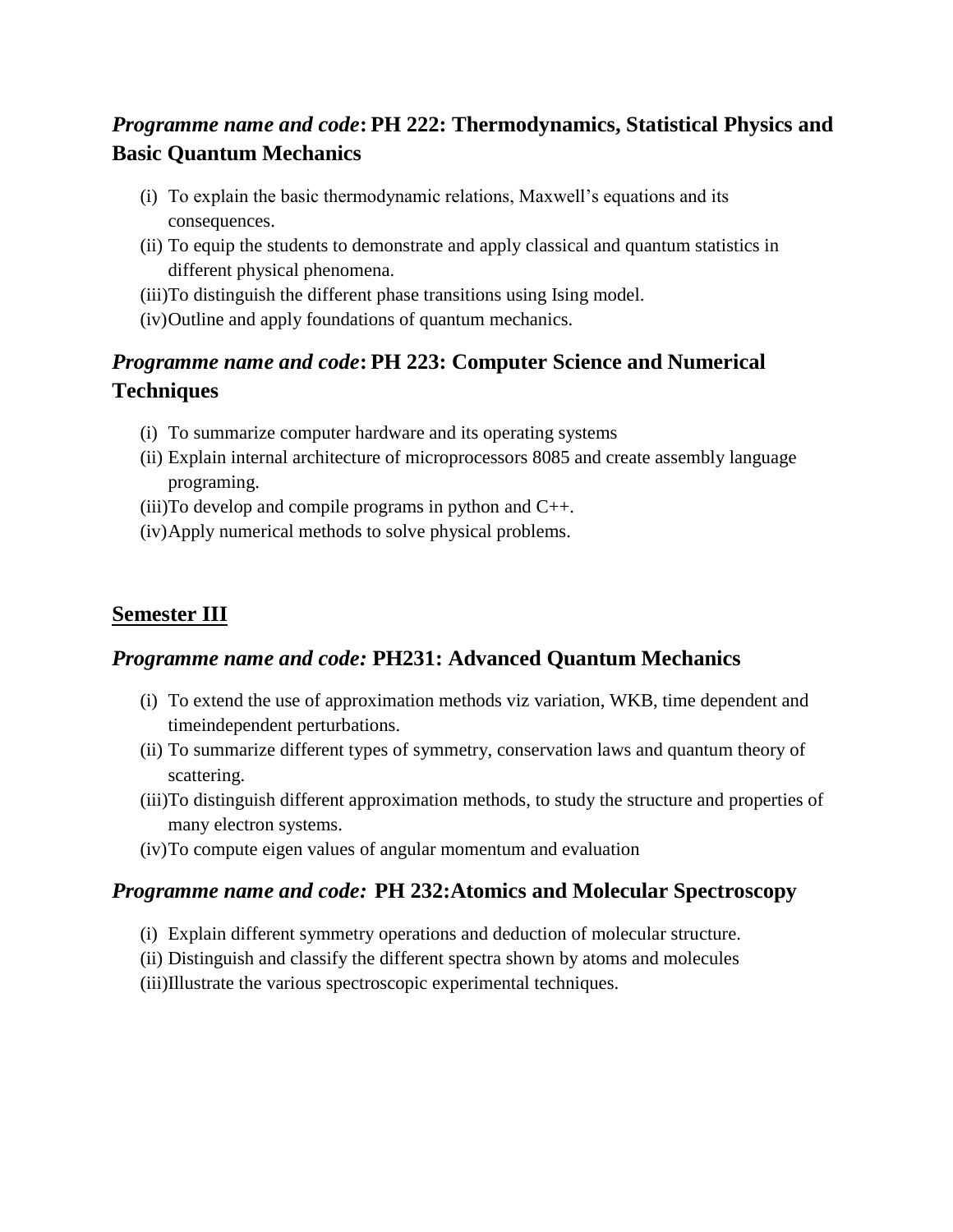### *Programme name and code*: **PH 222: Thermodynamics, Statistical Physics and Basic Quantum Mechanics**

(i) To explain the basic thermodynamic relations, Maxwell's equations and its consequences.
(ii) To equip the students to demonstrate and apply classical and quantum statistics in different physical phenomena.
(iii)To distinguish the different phase transitions using Ising model.
(iv)Outline and apply foundations of quantum mechanics.

### *Programme name and code*: **PH 223: Computer Science and Numerical Techniques**

(i) To summarize computer hardware and its operating systems
(ii) Explain internal architecture of microprocessors 8085 and create assembly language programing.
(iii)To develop and compile programs in python and C++.
(iv)Apply numerical methods to solve physical problems.

## Semester III

### *Programme name and code:* **PH231: Advanced Quantum Mechanics**

(i) To extend the use of approximation methods viz variation, WKB, time dependent and timeindependent perturbations.
(ii) To summarize different types of symmetry, conservation laws and quantum theory of scattering.
(iii)To distinguish different approximation methods, to study the structure and properties of many electron systems.
(iv)To compute eigen values of angular momentum and evaluation

### *Programme name and code:* **PH 232:Atomics and Molecular Spectroscopy**

(i) Explain different symmetry operations and deduction of molecular structure.
(ii) Distinguish and classify the different spectra shown by atoms and molecules
(iii)Illustrate the various spectroscopic experimental techniques.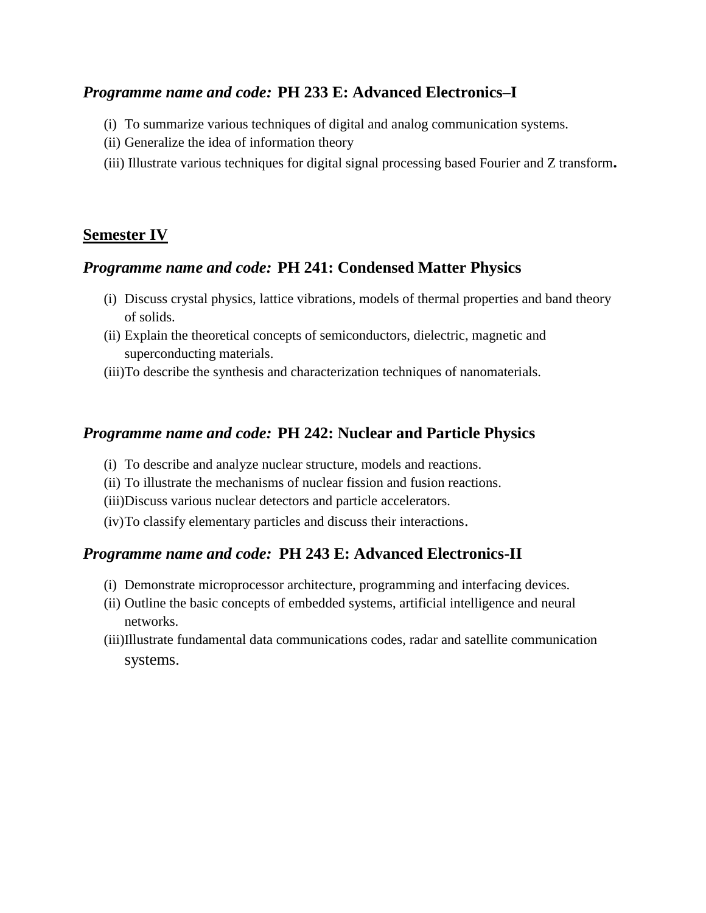### *Programme name and code:* **PH 233 E: Advanced Electronics–I**

(i) To summarize various techniques of digital and analog communication systems.
(ii) Generalize the idea of information theory
(iii) Illustrate various techniques for digital signal processing based Fourier and Z transform.

## **Semester IV**

### *Programme name and code:* **PH 241: Condensed Matter Physics**

(i) Discuss crystal physics, lattice vibrations, models of thermal properties and band theory of solids.
(ii) Explain the theoretical concepts of semiconductors, dielectric, magnetic and superconducting materials.
(iii)To describe the synthesis and characterization techniques of nanomaterials.

### *Programme name and code:* **PH 242: Nuclear and Particle Physics**

(i) To describe and analyze nuclear structure, models and reactions.
(ii) To illustrate the mechanisms of nuclear fission and fusion reactions.
(iii)Discuss various nuclear detectors and particle accelerators.
(iv)To classify elementary particles and discuss their interactions.

### *Programme name and code:* **PH 243 E: Advanced Electronics-II**

(i) Demonstrate microprocessor architecture, programming and interfacing devices.
(ii) Outline the basic concepts of embedded systems, artificial intelligence and neural networks.
(iii)Illustrate fundamental data communications codes, radar and satellite communication systems.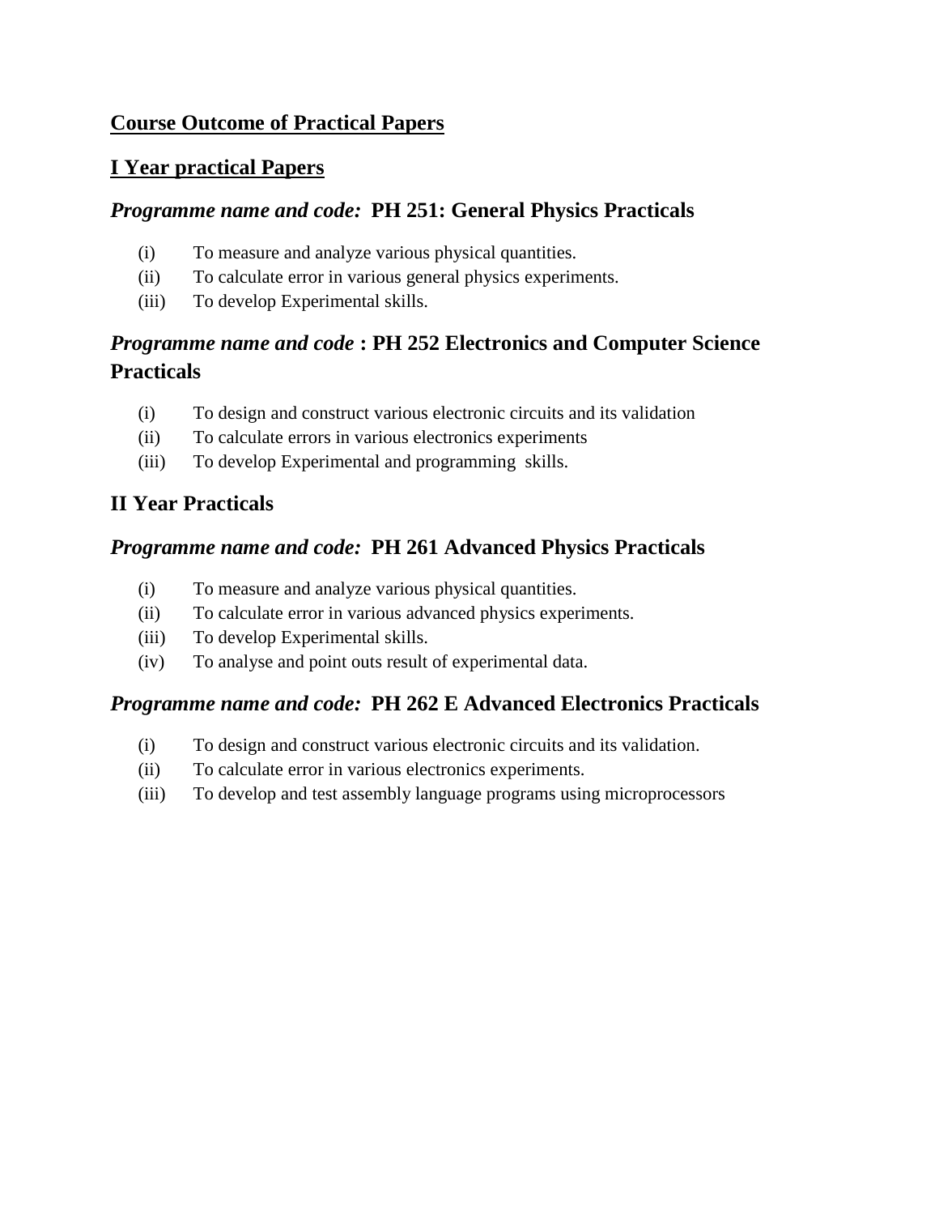## <u>Course Outcome of Practical Papers</u>

## <u>I Year practical Papers</u>

### *Programme name and code:* **PH 251: General Physics Practicals**

(i) To measure and analyze various physical quantities.
(ii) To calculate error in various general physics experiments.
(iii) To develop Experimental skills.

### *Programme name and code* **: PH 252 Electronics and Computer Science Practicals**

(i) To design and construct various electronic circuits and its validation
(ii) To calculate errors in various electronics experiments
(iii) To develop Experimental and programming skills.

## II Year Practicals

### *Programme name and code:* **PH 261 Advanced Physics Practicals**

(i) To measure and analyze various physical quantities.
(ii) To calculate error in various advanced physics experiments.
(iii) To develop Experimental skills.
(iv) To analyse and point outs result of experimental data.

### *Programme name and code:* **PH 262 E Advanced Electronics Practicals**

(i) To design and construct various electronic circuits and its validation.
(ii) To calculate error in various electronics experiments.
(iii) To develop and test assembly language programs using microprocessors